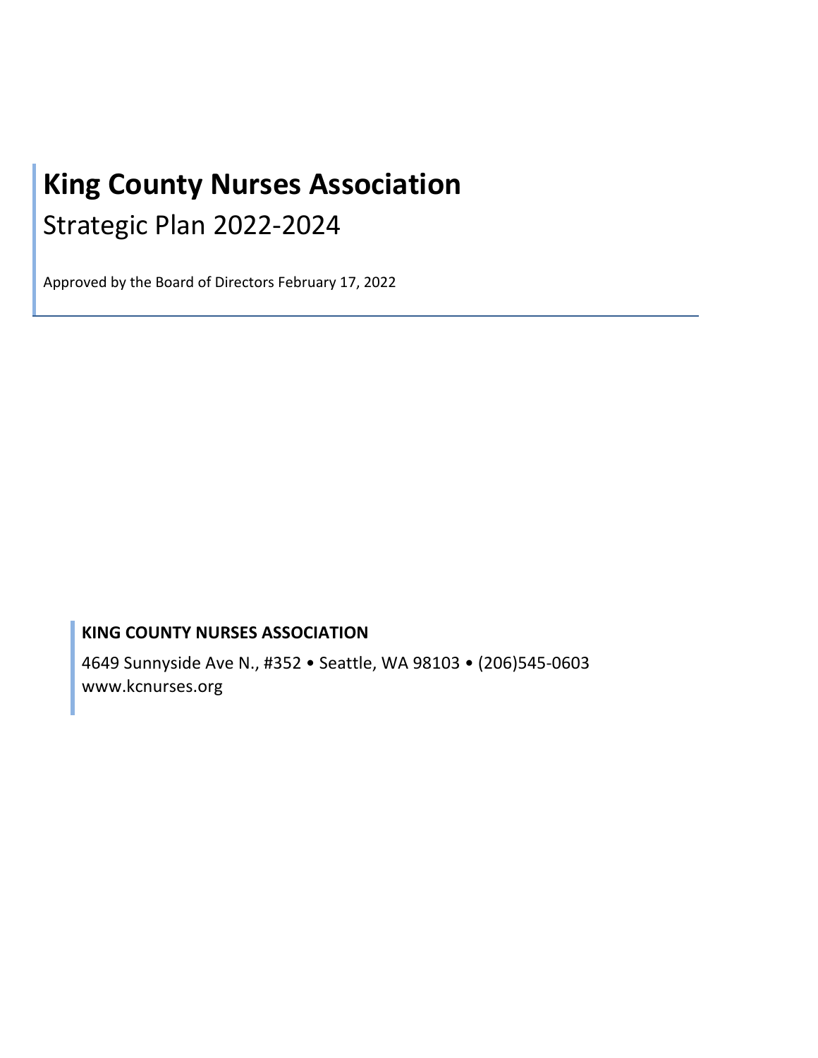# King County Nurses Association

## Strategic Plan 2022-2024

Approved by the Board of Directors February 17, 2022

**KING COUNTY NURSES ASSOCIATION**

4649 Sunnyside Ave N., #352 • Seattle, WA 98103 • (206)545-0603
www.kcnurses.org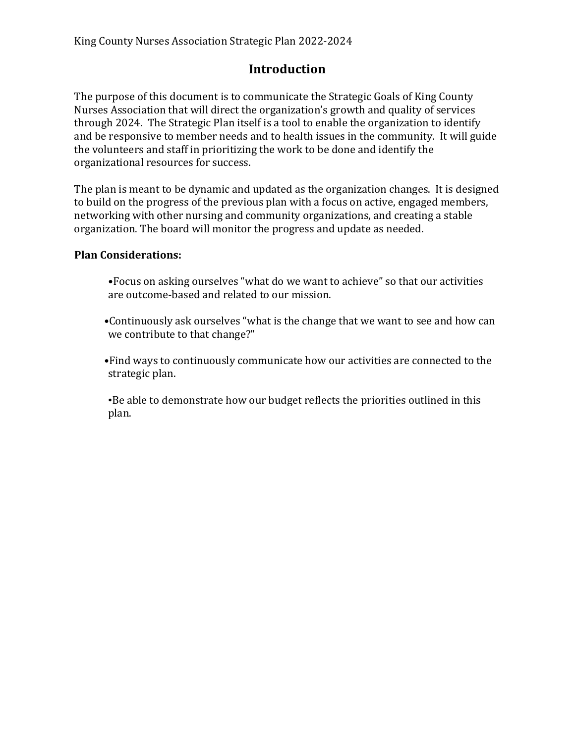# Introduction

The purpose of this document is to communicate the Strategic Goals of King County Nurses Association that will direct the organization's growth and quality of services through 2024. The Strategic Plan itself is a tool to enable the organization to identify and be responsive to member needs and to health issues in the community. It will guide the volunteers and staff in prioritizing the work to be done and identify the organizational resources for success.

The plan is meant to be dynamic and updated as the organization changes. It is designed to build on the progress of the previous plan with a focus on active, engaged members, networking with other nursing and community organizations, and creating a stable organization. The board will monitor the progress and update as needed.

**Plan Considerations:**

- Focus on asking ourselves "what do we want to achieve" so that our activities are outcome-based and related to our mission.
- Continuously ask ourselves "what is the change that we want to see and how can we contribute to that change?"
- Find ways to continuously communicate how our activities are connected to the strategic plan.
- Be able to demonstrate how our budget reflects the priorities outlined in this plan.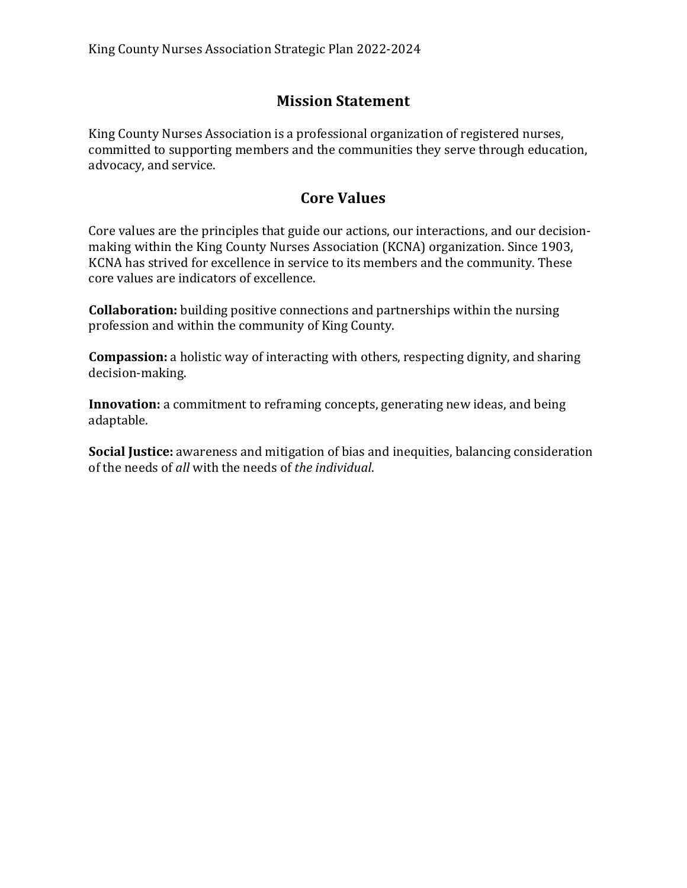## Mission Statement

King County Nurses Association is a professional organization of registered nurses, committed to supporting members and the communities they serve through education, advocacy, and service.

## Core Values

Core values are the principles that guide our actions, our interactions, and our decision-making within the King County Nurses Association (KCNA) organization. Since 1903, KCNA has strived for excellence in service to its members and the community. These core values are indicators of excellence.

**Collaboration:** building positive connections and partnerships within the nursing profession and within the community of King County.

**Compassion:** a holistic way of interacting with others, respecting dignity, and sharing decision-making.

**Innovation:** a commitment to reframing concepts, generating new ideas, and being adaptable.

**Social Justice:** awareness and mitigation of bias and inequities, balancing consideration of the needs of *all* with the needs of *the individual*.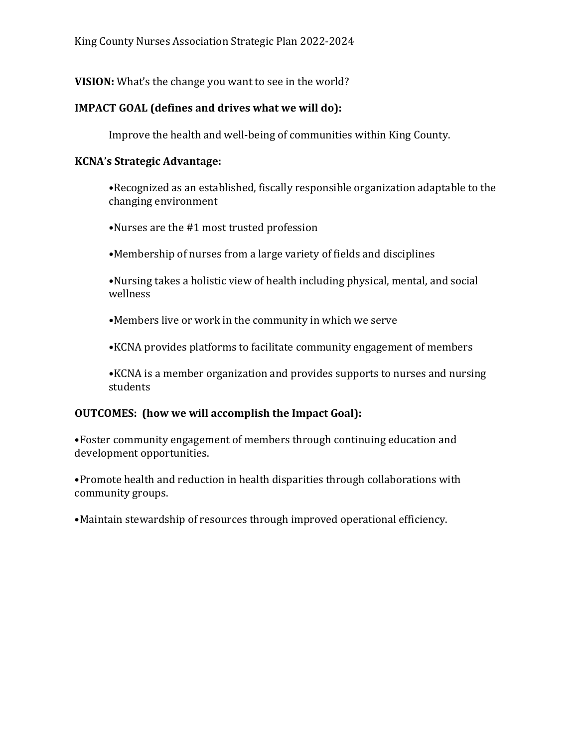King County Nurses Association Strategic Plan 2022-2024

**VISION:** What's the change you want to see in the world?

**IMPACT GOAL (defines and drives what we will do):**

Improve the health and well-being of communities within King County.

**KCNA's Strategic Advantage:**

•Recognized as an established, fiscally responsible organization adaptable to the changing environment

•Nurses are the #1 most trusted profession

•Membership of nurses from a large variety of fields and disciplines

•Nursing takes a holistic view of health including physical, mental, and social wellness

•Members live or work in the community in which we serve

•KCNA provides platforms to facilitate community engagement of members

•KCNA is a member organization and provides supports to nurses and nursing students

**OUTCOMES: (how we will accomplish the Impact Goal):**

•Foster community engagement of members through continuing education and development opportunities.

•Promote health and reduction in health disparities through collaborations with community groups.

•Maintain stewardship of resources through improved operational efficiency.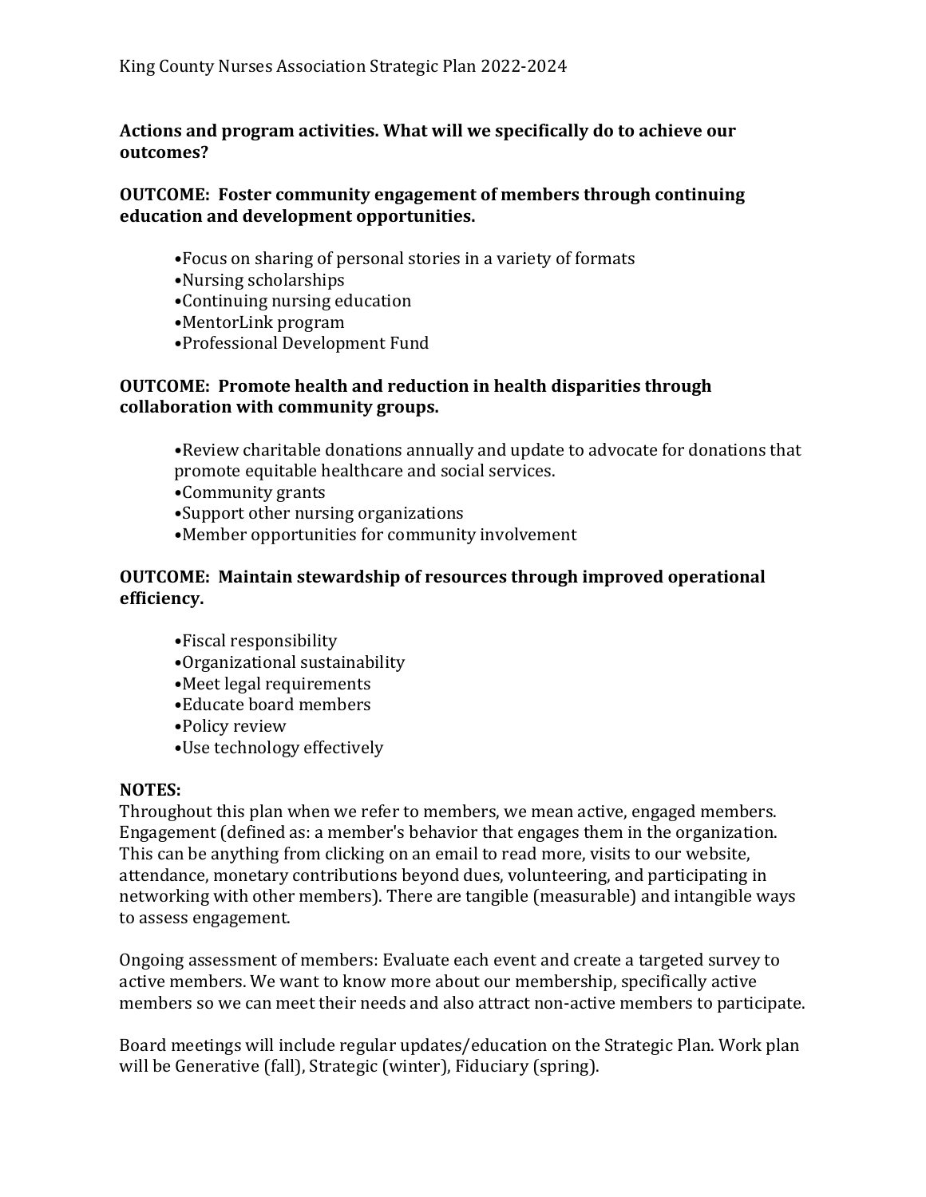**Actions and program activities. What will we specifically do to achieve our outcomes?**

**OUTCOME: Foster community engagement of members through continuing education and development opportunities.**

- Focus on sharing of personal stories in a variety of formats
- Nursing scholarships
- Continuing nursing education
- MentorLink program
- Professional Development Fund

**OUTCOME: Promote health and reduction in health disparities through collaboration with community groups.**

- Review charitable donations annually and update to advocate for donations that promote equitable healthcare and social services.
- Community grants
- Support other nursing organizations
- Member opportunities for community involvement

**OUTCOME: Maintain stewardship of resources through improved operational efficiency.**

- Fiscal responsibility
- Organizational sustainability
- Meet legal requirements
- Educate board members
- Policy review
- Use technology effectively

**NOTES:**

Throughout this plan when we refer to members, we mean active, engaged members. Engagement (defined as: a member's behavior that engages them in the organization. This can be anything from clicking on an email to read more, visits to our website, attendance, monetary contributions beyond dues, volunteering, and participating in networking with other members). There are tangible (measurable) and intangible ways to assess engagement.

Ongoing assessment of members: Evaluate each event and create a targeted survey to active members. We want to know more about our membership, specifically active members so we can meet their needs and also attract non-active members to participate.

Board meetings will include regular updates/education on the Strategic Plan. Work plan will be Generative (fall), Strategic (winter), Fiduciary (spring).